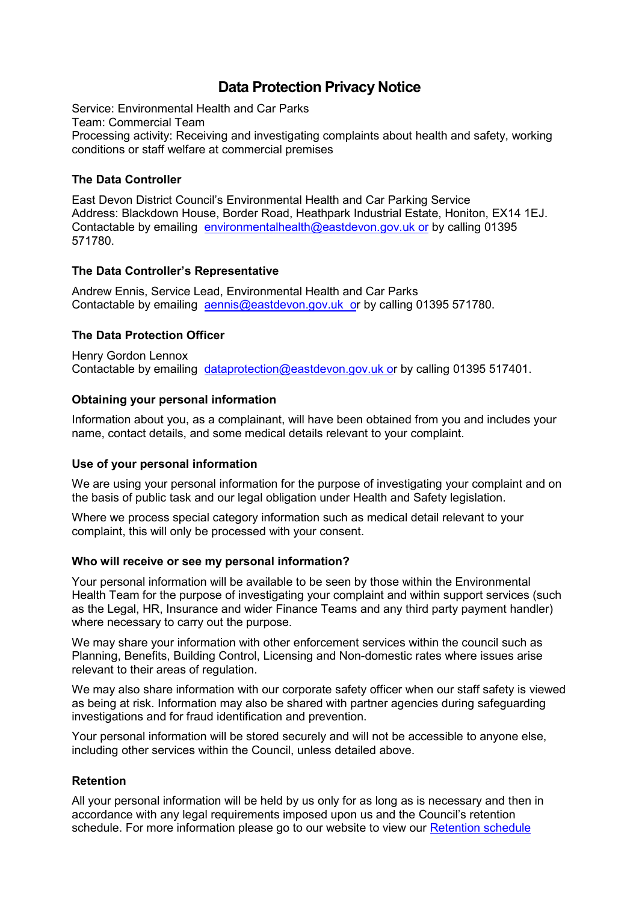# Data Protection Privacy Notice

Service: Environmental Health and Car Parks
Team: Commercial Team
Processing activity: Receiving and investigating complaints about health and safety, working conditions or staff welfare at commercial premises

### The Data Controller

East Devon District Council's Environmental Health and Car Parking Service
Address: Blackdown House, Border Road, Heathpark Industrial Estate, Honiton, EX14 1EJ.
Contactable by emailing environmentalhealth@eastdevon.gov.uk or by calling 01395 571780.

### The Data Controller's Representative

Andrew Ennis, Service Lead, Environmental Health and Car Parks
Contactable by emailing aennis@eastdevon.gov.uk or by calling 01395 571780.

### The Data Protection Officer

Henry Gordon Lennox
Contactable by emailing dataprotection@eastdevon.gov.uk or by calling 01395 517401.

### Obtaining your personal information

Information about you, as a complainant, will have been obtained from you and includes your name, contact details, and some medical details relevant to your complaint.

### Use of your personal information

We are using your personal information for the purpose of investigating your complaint and on the basis of public task and our legal obligation under Health and Safety legislation.

Where we process special category information such as medical detail relevant to your complaint, this will only be processed with your consent.

### Who will receive or see my personal information?

Your personal information will be available to be seen by those within the Environmental Health Team for the purpose of investigating your complaint and within support services (such as the Legal, HR, Insurance and wider Finance Teams and any third party payment handler) where necessary to carry out the purpose.

We may share your information with other enforcement services within the council such as Planning, Benefits, Building Control, Licensing and Non-domestic rates where issues arise relevant to their areas of regulation.

We may also share information with our corporate safety officer when our staff safety is viewed as being at risk. Information may also be shared with partner agencies during safeguarding investigations and for fraud identification and prevention.

Your personal information will be stored securely and will not be accessible to anyone else, including other services within the Council, unless detailed above.

### Retention

All your personal information will be held by us only for as long as is necessary and then in accordance with any legal requirements imposed upon us and the Council's retention schedule. For more information please go to our website to view our Retention schedule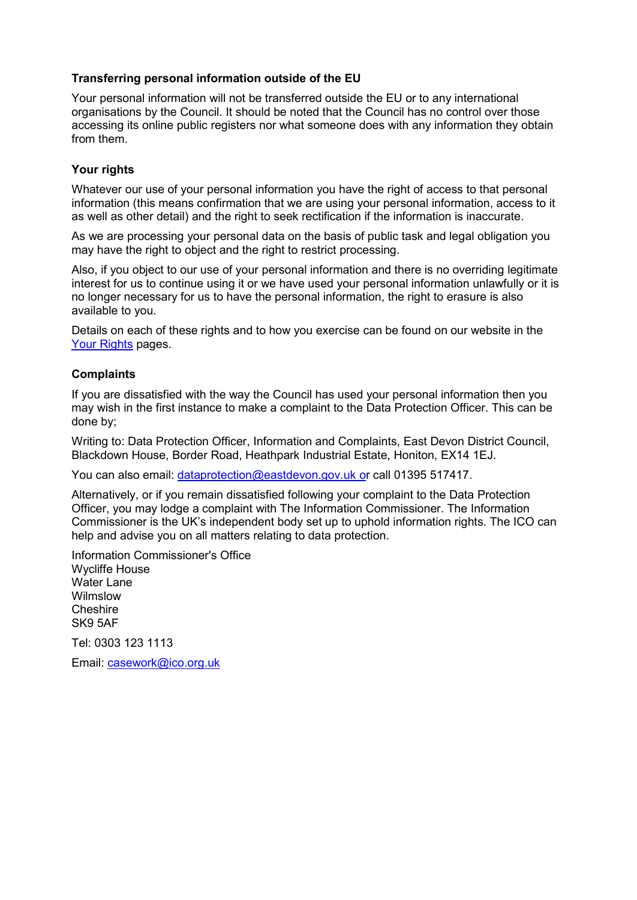**Transferring personal information outside of the EU**

Your personal information will not be transferred outside the EU or to any international organisations by the Council. It should be noted that the Council has no control over those accessing its online public registers nor what someone does with any information they obtain from them.

**Your rights**

Whatever our use of your personal information you have the right of access to that personal information (this means confirmation that we are using your personal information, access to it as well as other detail) and the right to seek rectification if the information is inaccurate.

As we are processing your personal data on the basis of public task and legal obligation you may have the right to object and the right to restrict processing.

Also, if you object to our use of your personal information and there is no overriding legitimate interest for us to continue using it or we have used your personal information unlawfully or it is no longer necessary for us to have the personal information, the right to erasure is also available to you.

Details on each of these rights and to how you exercise can be found on our website in the Your Rights pages.

**Complaints**

If you are dissatisfied with the way the Council has used your personal information then you may wish in the first instance to make a complaint to the Data Protection Officer. This can be done by;

Writing to: Data Protection Officer, Information and Complaints, East Devon District Council, Blackdown House, Border Road, Heathpark Industrial Estate, Honiton, EX14 1EJ.

You can also email: dataprotection@eastdevon.gov.uk or call 01395 517417.

Alternatively, or if you remain dissatisfied following your complaint to the Data Protection Officer, you may lodge a complaint with The Information Commissioner. The Information Commissioner is the UK's independent body set up to uphold information rights. The ICO can help and advise you on all matters relating to data protection.

Information Commissioner's Office
Wycliffe House
Water Lane
Wilmslow
Cheshire
SK9 5AF

Tel: 0303 123 1113

Email: casework@ico.org.uk